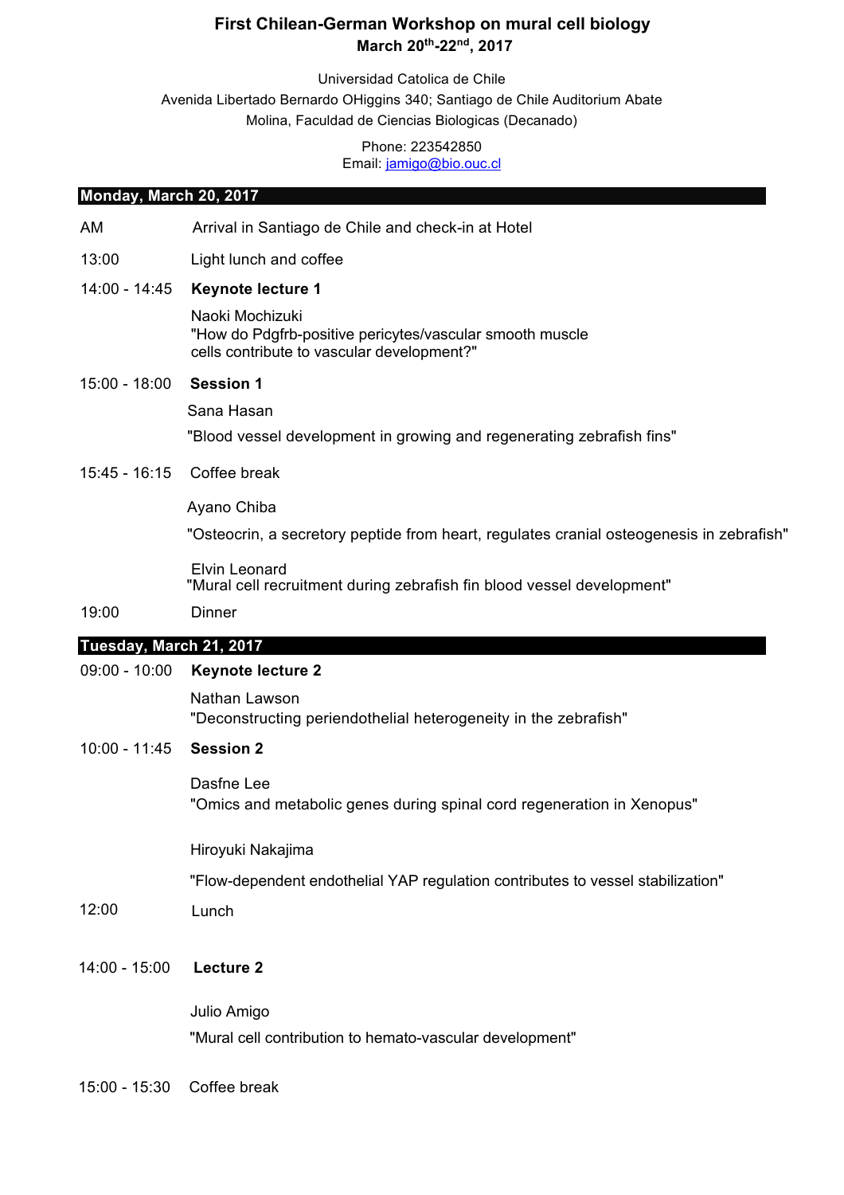# First Chilean-German Workshop on mural cell biology

**March 20th-22nd, 2017**

Universidad Catolica de Chile
Avenida Libertado Bernardo OHiggins 340; Santiago de Chile Auditorium Abate Molina, Facultad de Ciencias Biologicas (Decanado)

Phone: 223542850
Email: jamigo@bio.ouc.cl

## Monday, March 20, 2017

AM — Arrival in Santiago de Chile and check-in at Hotel

13:00 — Light lunch and coffee

14:00 - 14:45 — **Keynote lecture 1**

Naoki Mochizuki
"How do Pdgfrb-positive pericytes/vascular smooth muscle cells contribute to vascular development?"

15:00 - 18:00 — **Session 1**

Sana Hasan
"Blood vessel development in growing and regenerating zebrafish fins"

15:45 - 16:15 — Coffee break

Ayano Chiba
"Osteocrin, a secretory peptide from heart, regulates cranial osteogenesis in zebrafish"

Elvin Leonard
"Mural cell recruitment during zebrafish fin blood vessel development"

19:00 — Dinner

## Tuesday, March 21, 2017

09:00 - 10:00 — **Keynote lecture 2**

Nathan Lawson
"Deconstructing periendothelial heterogeneity in the zebrafish"

10:00 - 11:45 — **Session 2**

Dasfne Lee
"Omics and metabolic genes during spinal cord regeneration in Xenopus"

Hiroyuki Nakajima
"Flow-dependent endothelial YAP regulation contributes to vessel stabilization"

12:00 — Lunch

14:00 - 15:00 — **Lecture 2**

Julio Amigo
"Mural cell contribution to hemato-vascular development"

15:00 - 15:30 — Coffee break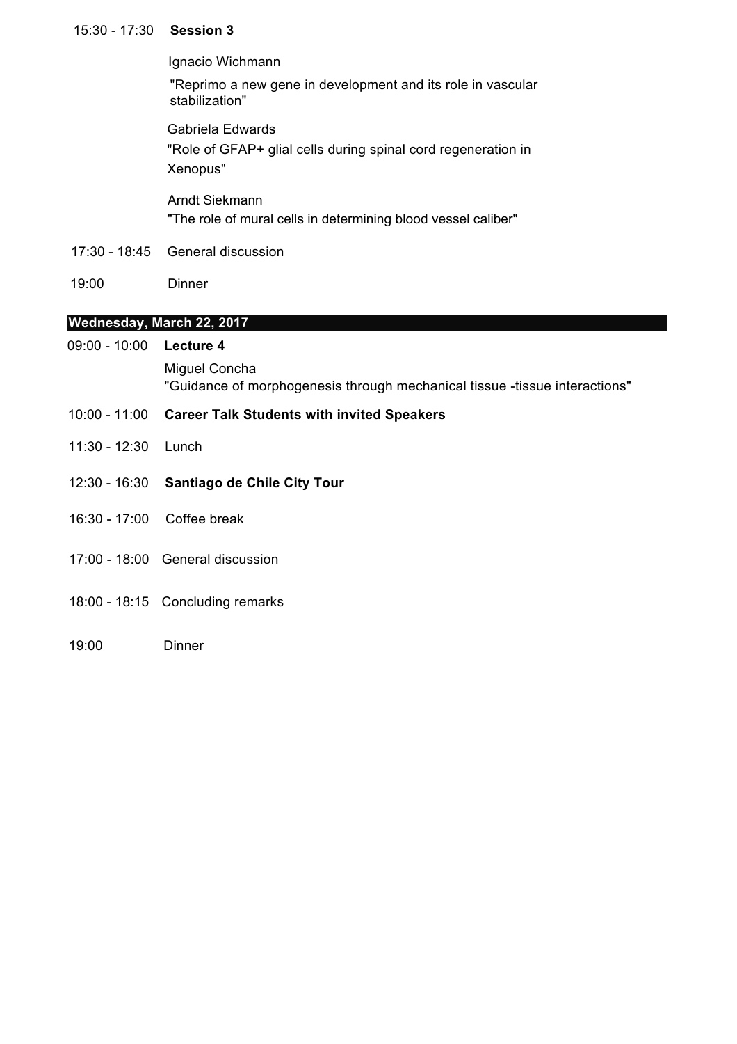15:30 - 17:30 **Session 3**

Ignacio Wichmann

"Reprimo a new gene in development and its role in vascular stabilization"

Gabriela Edwards

"Role of GFAP+ glial cells during spinal cord regeneration in Xenopus"

Arndt Siekmann

"The role of mural cells in determining blood vessel caliber"

17:30 - 18:45 General discussion

19:00 Dinner

## Wednesday, March 22, 2017

09:00 - 10:00 **Lecture 4**

Miguel Concha

"Guidance of morphogenesis through mechanical tissue -tissue interactions"

10:00 - 11:00 **Career Talk Students with invited Speakers**

11:30 - 12:30 Lunch

12:30 - 16:30 **Santiago de Chile City Tour**

16:30 - 17:00 Coffee break

17:00 - 18:00 General discussion

18:00 - 18:15 Concluding remarks

19:00 Dinner